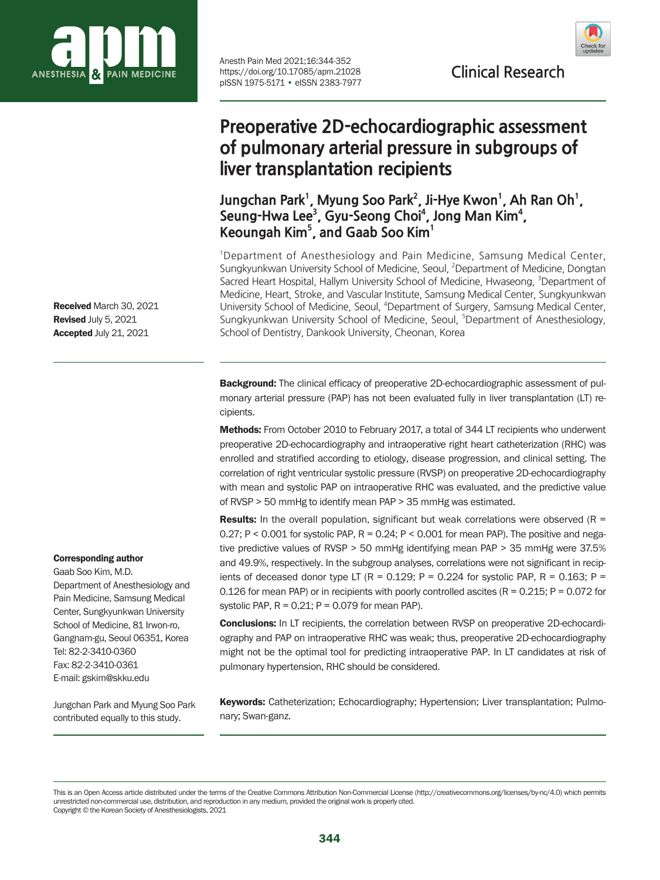Clinical Research

# Preoperative 2D-echocardiographic assessment of pulmonary arterial pressure in subgroups of liver transplantation recipients

**Jungchan Park[1], Myung Soo Park[2], Ji-Hye Kwon[1], Ah Ran Oh[1], Seung-Hwa Lee[3], Gyu-Seong Choi[4], Jong Man Kim[4], Keoungah Kim[5], and Gaab Soo Kim[1]**

[1]Department of Anesthesiology and Pain Medicine, Samsung Medical Center, Sungkyunkwan University School of Medicine, Seoul, [2]Department of Medicine, Dongtan Sacred Heart Hospital, Hallym University School of Medicine, Hwaseong, [3]Department of Medicine, Heart, Stroke, and Vascular Institute, Samsung Medical Center, Sungkyunkwan University School of Medicine, Seoul, [4]Department of Surgery, Samsung Medical Center, Sungkyunkwan University School of Medicine, Seoul, [5]Department of Anesthesiology, School of Dentistry, Dankook University, Cheonan, Korea

**Received** March 30, 2021
**Revised** July 5, 2021
**Accepted** July 21, 2021

**Background:** The clinical efficacy of preoperative 2D-echocardiographic assessment of pulmonary arterial pressure (PAP) has not been evaluated fully in liver transplantation (LT) recipients.

**Methods:** From October 2010 to February 2017, a total of 344 LT recipients who underwent preoperative 2D-echocardiography and intraoperative right heart catheterization (RHC) was enrolled and stratified according to etiology, disease progression, and clinical setting. The correlation of right ventricular systolic pressure (RVSP) on preoperative 2D-echocardiography with mean and systolic PAP on intraoperative RHC was evaluated, and the predictive value of RVSP > 50 mmHg to identify mean PAP > 35 mmHg was estimated.

**Results:** In the overall population, significant but weak correlations were observed (R = 0.27; P < 0.001 for systolic PAP, R = 0.24; P < 0.001 for mean PAP). The positive and negative predictive values of RVSP > 50 mmHg identifying mean PAP > 35 mmHg were 37.5% and 49.9%, respectively. In the subgroup analyses, correlations were not significant in recipients of deceased donor type LT (R = 0.129; P = 0.224 for systolic PAP, R = 0.163; P = 0.126 for mean PAP) or in recipients with poorly controlled ascites (R = 0.215; P = 0.072 for systolic PAP, R = 0.21; P = 0.079 for mean PAP).

**Conclusions:** In LT recipients, the correlation between RVSP on preoperative 2D-echocardiography and PAP on intraoperative RHC was weak; thus, preoperative 2D-echocardiography might not be the optimal tool for predicting intraoperative PAP. In LT candidates at risk of pulmonary hypertension, RHC should be considered.

**Keywords:** Catheterization; Echocardiography; Hypertension; Liver transplantation; Pulmonary; Swan-ganz.

**Corresponding author**
Gaab Soo Kim, M.D.
Department of Anesthesiology and Pain Medicine, Samsung Medical Center, Sungkyunkwan University School of Medicine, 81 Irwon-ro, Gangnam-gu, Seoul 06351, Korea
Tel: 82-2-3410-0360
Fax: 82-2-3410-0361
E-mail: gskim@skku.edu

Jungchan Park and Myung Soo Park contributed equally to this study.

This is an Open Access article distributed under the terms of the Creative Commons Attribution Non-Commercial License (http://creativecommons.org/licenses/by-nc/4.0) which permits unrestricted non-commercial use, distribution, and reproduction in any medium, provided the original work is properly cited.
Copyright © the Korean Society of Anesthesiologists, 2021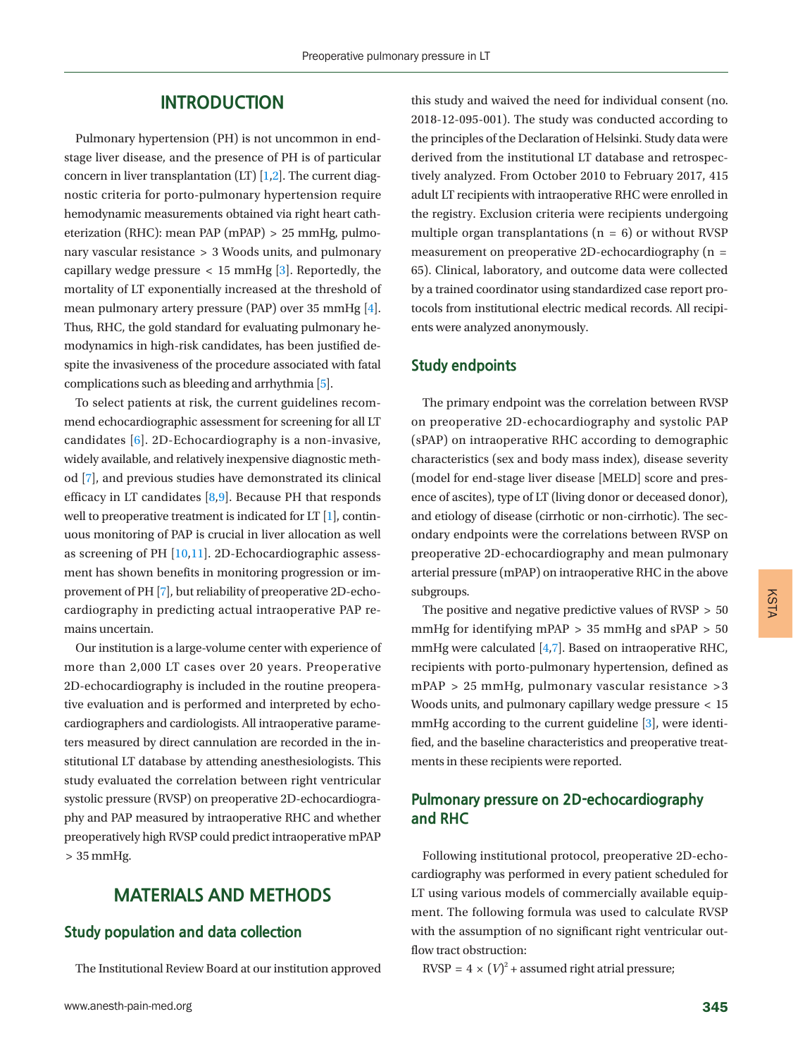## INTRODUCTION

Pulmonary hypertension (PH) is not uncommon in end-stage liver disease, and the presence of PH is of particular concern in liver transplantation (LT) [1,2]. The current diagnostic criteria for porto-pulmonary hypertension require hemodynamic measurements obtained via right heart catheterization (RHC): mean PAP (mPAP) > 25 mmHg, pulmonary vascular resistance > 3 Woods units, and pulmonary capillary wedge pressure < 15 mmHg [3]. Reportedly, the mortality of LT exponentially increased at the threshold of mean pulmonary artery pressure (PAP) over 35 mmHg [4]. Thus, RHC, the gold standard for evaluating pulmonary hemodynamics in high-risk candidates, has been justified despite the invasiveness of the procedure associated with fatal complications such as bleeding and arrhythmia [5].

To select patients at risk, the current guidelines recommend echocardiographic assessment for screening for all LT candidates [6]. 2D-Echocardiography is a non-invasive, widely available, and relatively inexpensive diagnostic method [7], and previous studies have demonstrated its clinical efficacy in LT candidates [8,9]. Because PH that responds well to preoperative treatment is indicated for LT [1], continuous monitoring of PAP is crucial in liver allocation as well as screening of PH [10,11]. 2D-Echocardiographic assessment has shown benefits in monitoring progression or improvement of PH [7], but reliability of preoperative 2D-echocardiography in predicting actual intraoperative PAP remains uncertain.

Our institution is a large-volume center with experience of more than 2,000 LT cases over 20 years. Preoperative 2D-echocardiography is included in the routine preoperative evaluation and is performed and interpreted by echocardiographers and cardiologists. All intraoperative parameters measured by direct cannulation are recorded in the institutional LT database by attending anesthesiologists. This study evaluated the correlation between right ventricular systolic pressure (RVSP) on preoperative 2D-echocardiography and PAP measured by intraoperative RHC and whether preoperatively high RVSP could predict intraoperative mPAP > 35 mmHg.

## MATERIALS AND METHODS

### Study population and data collection

The Institutional Review Board at our institution approved this study and waived the need for individual consent (no. 2018-12-095-001). The study was conducted according to the principles of the Declaration of Helsinki. Study data were derived from the institutional LT database and retrospectively analyzed. From October 2010 to February 2017, 415 adult LT recipients with intraoperative RHC were enrolled in the registry. Exclusion criteria were recipients undergoing multiple organ transplantations (n = 6) or without RVSP measurement on preoperative 2D-echocardiography (n = 65). Clinical, laboratory, and outcome data were collected by a trained coordinator using standardized case report protocols from institutional electric medical records. All recipients were analyzed anonymously.

### Study endpoints

The primary endpoint was the correlation between RVSP on preoperative 2D-echocardiography and systolic PAP (sPAP) on intraoperative RHC according to demographic characteristics (sex and body mass index), disease severity (model for end-stage liver disease [MELD] score and presence of ascites), type of LT (living donor or deceased donor), and etiology of disease (cirrhotic or non-cirrhotic). The secondary endpoints were the correlations between RVSP on preoperative 2D-echocardiography and mean pulmonary arterial pressure (mPAP) on intraoperative RHC in the above subgroups.

The positive and negative predictive values of RVSP > 50 mmHg for identifying mPAP > 35 mmHg and sPAP > 50 mmHg were calculated [4,7]. Based on intraoperative RHC, recipients with porto-pulmonary hypertension, defined as mPAP > 25 mmHg, pulmonary vascular resistance >3 Woods units, and pulmonary capillary wedge pressure < 15 mmHg according to the current guideline [3], were identified, and the baseline characteristics and preoperative treatments in these recipients were reported.

### Pulmonary pressure on 2D-echocardiography and RHC

Following institutional protocol, preoperative 2D-echocardiography was performed in every patient scheduled for LT using various models of commercially available equipment. The following formula was used to calculate RVSP with the assumption of no significant right ventricular outflow tract obstruction:

RVSP = $4 \times (V)^2$ + assumed right atrial pressure;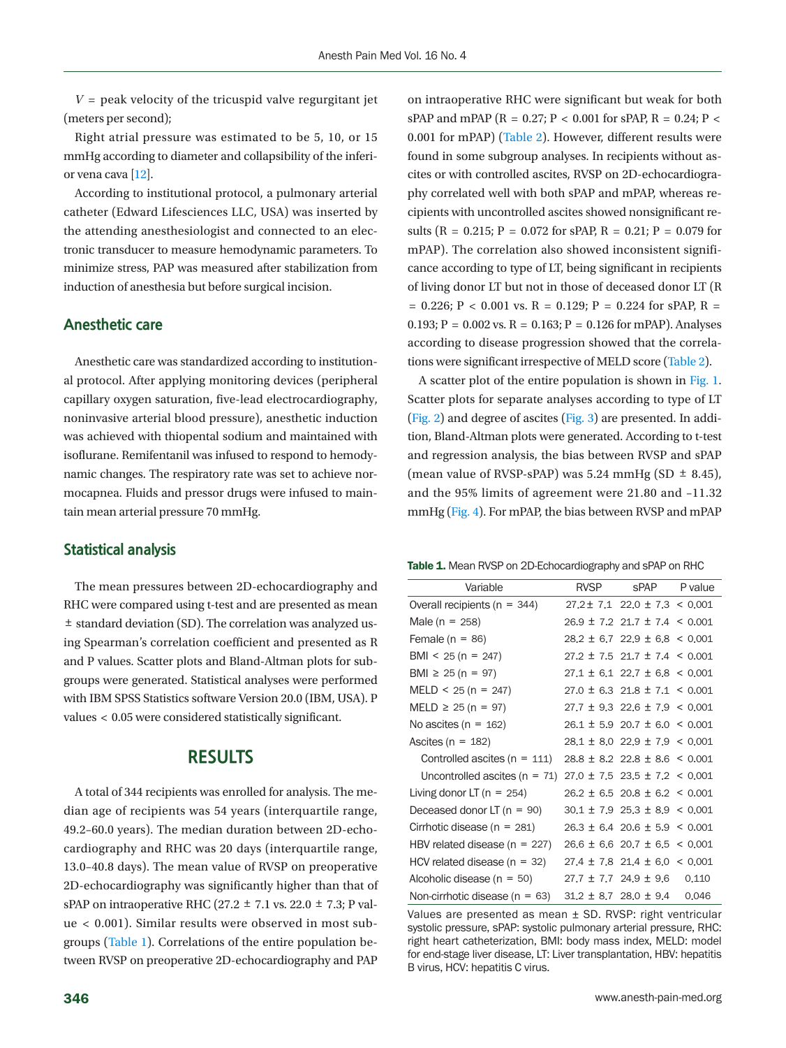$V$ = peak velocity of the tricuspid valve regurgitant jet (meters per second);

Right atrial pressure was estimated to be 5, 10, or 15 mmHg according to diameter and collapsibility of the inferior vena cava [12].

According to institutional protocol, a pulmonary arterial catheter (Edward Lifesciences LLC, USA) was inserted by the attending anesthesiologist and connected to an electronic transducer to measure hemodynamic parameters. To minimize stress, PAP was measured after stabilization from induction of anesthesia but before surgical incision.

## Anesthetic care

Anesthetic care was standardized according to institutional protocol. After applying monitoring devices (peripheral capillary oxygen saturation, five-lead electrocardiography, noninvasive arterial blood pressure), anesthetic induction was achieved with thiopental sodium and maintained with isoflurane. Remifentanil was infused to respond to hemodynamic changes. The respiratory rate was set to achieve normocapnea. Fluids and pressor drugs were infused to maintain mean arterial pressure 70 mmHg.

## Statistical analysis

The mean pressures between 2D-echocardiography and RHC were compared using t-test and are presented as mean ± standard deviation (SD). The correlation was analyzed using Spearman's correlation coefficient and presented as R and P values. Scatter plots and Bland-Altman plots for subgroups were generated. Statistical analyses were performed with IBM SPSS Statistics software Version 20.0 (IBM, USA). P values < 0.05 were considered statistically significant.

# RESULTS

A total of 344 recipients was enrolled for analysis. The median age of recipients was 54 years (interquartile range, 49.2–60.0 years). The median duration between 2D-echocardiography and RHC was 20 days (interquartile range, 13.0–40.8 days). The mean value of RVSP on preoperative 2D-echocardiography was significantly higher than that of sPAP on intraoperative RHC (27.2 ± 7.1 vs. 22.0 ± 7.3; P value < 0.001). Similar results were observed in most subgroups (Table 1). Correlations of the entire population between RVSP on preoperative 2D-echocardiography and PAP on intraoperative RHC were significant but weak for both sPAP and mPAP (R = 0.27; P < 0.001 for sPAP, R = 0.24; P < 0.001 for mPAP) (Table 2). However, different results were found in some subgroup analyses. In recipients without ascites or with controlled ascites, RVSP on 2D-echocardiography correlated well with both sPAP and mPAP, whereas recipients with uncontrolled ascites showed nonsignificant results (R = 0.215; P = 0.072 for sPAP, R = 0.21; P = 0.079 for mPAP). The correlation also showed inconsistent significance according to type of LT, being significant in recipients of living donor LT but not in those of deceased donor LT (R = 0.226; P < 0.001 vs. R = 0.129; P = 0.224 for sPAP, R = 0.193; P = 0.002 vs. R = 0.163; P = 0.126 for mPAP). Analyses according to disease progression showed that the correlations were significant irrespective of MELD score (Table 2).

A scatter plot of the entire population is shown in Fig. 1. Scatter plots for separate analyses according to type of LT (Fig. 2) and degree of ascites (Fig. 3) are presented. In addition, Bland-Altman plots were generated. According to t-test and regression analysis, the bias between RVSP and sPAP (mean value of RVSP-sPAP) was 5.24 mmHg (SD ± 8.45), and the 95% limits of agreement were 21.80 and –11.32 mmHg (Fig. 4). For mPAP, the bias between RVSP and mPAP

**Table 1.** Mean RVSP on 2D-Echocardiography and sPAP on RHC

| Variable | RVSP | sPAP | P value |
|---|---|---|---|
| Overall recipients (n = 344) | 27.2 ± 7.1 | 22.0 ± 7.3 | < 0.001 |
| Male (n = 258) | 26.9 ± 7.2 | 21.7 ± 7.4 | < 0.001 |
| Female (n = 86) | 28.2 ± 6.7 | 22.9 ± 6.8 | < 0.001 |
| BMI < 25 (n = 247) | 27.2 ± 7.5 | 21.7 ± 7.4 | < 0.001 |
| BMI ≥ 25 (n = 97) | 27.1 ± 6.1 | 22.7 ± 6.8 | < 0.001 |
| MELD < 25 (n = 247) | 27.0 ± 6.3 | 21.8 ± 7.1 | < 0.001 |
| MELD ≥ 25 (n = 97) | 27.7 ± 9.3 | 22.6 ± 7.9 | < 0.001 |
| No ascites (n = 162) | 26.1 ± 5.9 | 20.7 ± 6.0 | < 0.001 |
| Ascites (n = 182) | 28.1 ± 8.0 | 22.9 ± 7.9 | < 0.001 |
| Controlled ascites (n = 111) | 28.8 ± 8.2 | 22.8 ± 8.6 | < 0.001 |
| Uncontrolled ascites (n = 71) | 27.0 ± 7.5 | 23.5 ± 7.2 | < 0.001 |
| Living donor LT (n = 254) | 26.2 ± 6.5 | 20.8 ± 6.2 | < 0.001 |
| Deceased donor LT (n = 90) | 30.1 ± 7.9 | 25.3 ± 8.9 | < 0.001 |
| Cirrhotic disease (n = 281) | 26.3 ± 6.4 | 20.6 ± 5.9 | < 0.001 |
| HBV related disease (n = 227) | 26.6 ± 6.6 | 20.7 ± 6.5 | < 0.001 |
| HCV related disease (n = 32) | 27.4 ± 7.8 | 21.4 ± 6.0 | < 0.001 |
| Alcoholic disease (n = 50) | 27.7 ± 7.7 | 24.9 ± 9.6 | 0.110 |
| Non-cirrhotic disease (n = 63) | 31.2 ± 8.7 | 28.0 ± 9.4 | 0.046 |

Values are presented as mean ± SD. RVSP: right ventricular systolic pressure, sPAP: systolic pulmonary arterial pressure, RHC: right heart catheterization, BMI: body mass index, MELD: model for end-stage liver disease, LT: Liver transplantation, HBV: hepatitis B virus, HCV: hepatitis C virus.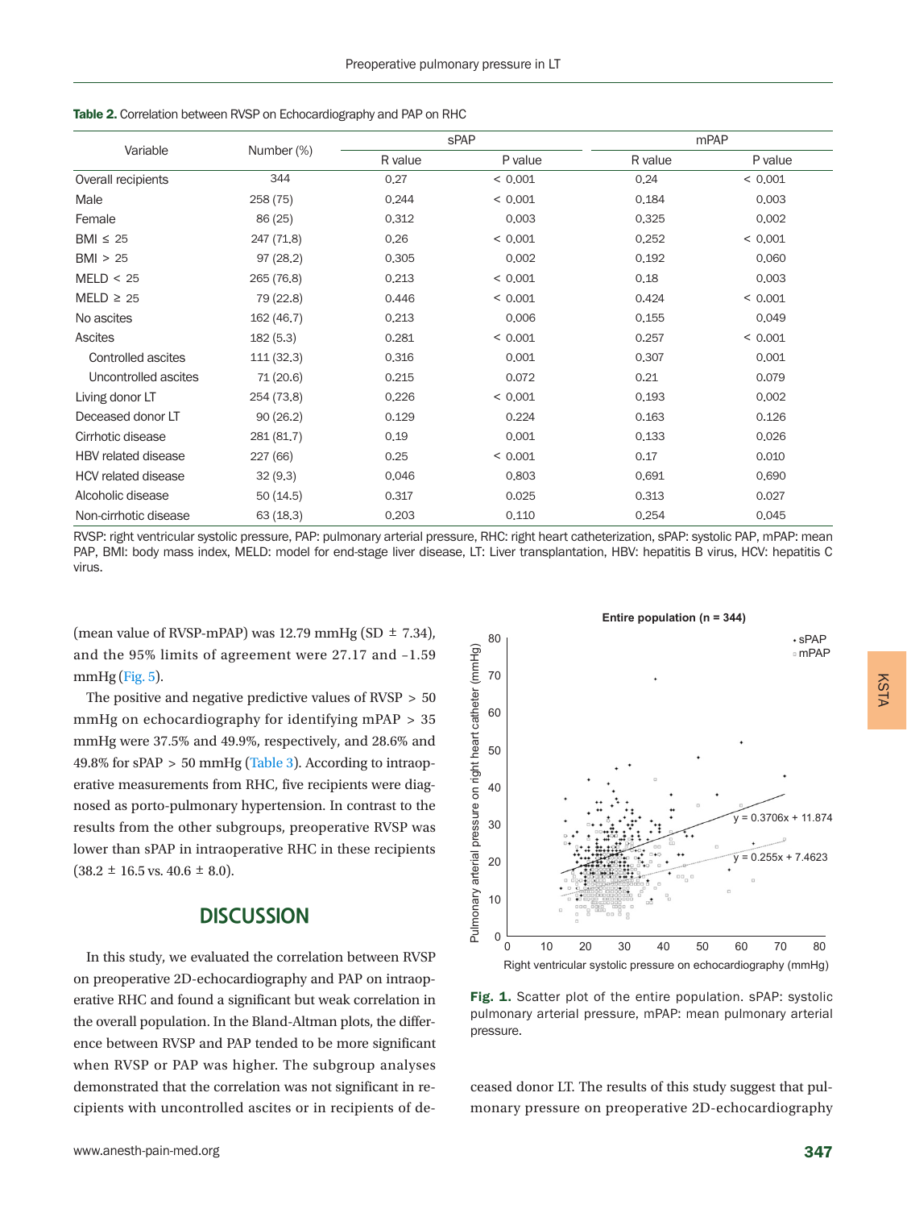**Table 2.** Correlation between RVSP on Echocardiography and PAP on RHC

| Variable | Number (%) | sPAP | | mPAP | |
|---|---|---|---|---|---|
| | | R value | P value | R value | P value |
| Overall recipients | 344 | 0.27 | < 0.001 | 0.24 | < 0.001 |
| Male | 258 (75) | 0.244 | < 0.001 | 0.184 | 0.003 |
| Female | 86 (25) | 0.312 | 0.003 | 0.325 | 0.002 |
| BMI ≤ 25 | 247 (71.8) | 0.26 | < 0.001 | 0.252 | < 0.001 |
| BMI > 25 | 97 (28.2) | 0.305 | 0.002 | 0.192 | 0.060 |
| MELD < 25 | 265 (76.8) | 0.213 | < 0.001 | 0.18 | 0.003 |
| MELD ≥ 25 | 79 (22.8) | 0.446 | < 0.001 | 0.424 | < 0.001 |
| No ascites | 162 (46.7) | 0.213 | 0.006 | 0.155 | 0.049 |
| Ascites | 182 (5.3) | 0.281 | < 0.001 | 0.257 | < 0.001 |
| Controlled ascites | 111 (32.3) | 0.316 | 0.001 | 0.307 | 0.001 |
| Uncontrolled ascites | 71 (20.6) | 0.215 | 0.072 | 0.21 | 0.079 |
| Living donor LT | 254 (73.8) | 0.226 | < 0.001 | 0.193 | 0.002 |
| Deceased donor LT | 90 (26.2) | 0.129 | 0.224 | 0.163 | 0.126 |
| Cirrhotic disease | 281 (81.7) | 0.19 | 0.001 | 0.133 | 0.026 |
| HBV related disease | 227 (66) | 0.25 | < 0.001 | 0.17 | 0.010 |
| HCV related disease | 32 (9.3) | 0.046 | 0.803 | 0.691 | 0.690 |
| Alcoholic disease | 50 (14.5) | 0.317 | 0.025 | 0.313 | 0.027 |
| Non-cirrhotic disease | 63 (18.3) | 0.203 | 0.110 | 0.254 | 0.045 |

RVSP: right ventricular systolic pressure, PAP: pulmonary arterial pressure, RHC: right heart catheterization, sPAP: systolic PAP, mPAP: mean PAP, BMI: body mass index, MELD: model for end-stage liver disease, LT: Liver transplantation, HBV: hepatitis B virus, HCV: hepatitis C virus.

(mean value of RVSP-mPAP) was 12.79 mmHg (SD ± 7.34), and the 95% limits of agreement were 27.17 and –1.59 mmHg (Fig. 5).

The positive and negative predictive values of RVSP > 50 mmHg on echocardiography for identifying mPAP > 35 mmHg were 37.5% and 49.9%, respectively, and 28.6% and 49.8% for sPAP > 50 mmHg (Table 3). According to intraoperative measurements from RHC, five recipients were diagnosed as porto-pulmonary hypertension. In contrast to the results from the other subgroups, preoperative RVSP was lower than sPAP in intraoperative RHC in these recipients (38.2 ± 16.5 vs. 40.6 ± 8.0).

## DISCUSSION

In this study, we evaluated the correlation between RVSP on preoperative 2D-echocardiography and PAP on intraoperative RHC and found a significant but weak correlation in the overall population. In the Bland-Altman plots, the difference between RVSP and PAP tended to be more significant when RVSP or PAP was higher. The subgroup analyses demonstrated that the correlation was not significant in recipients with uncontrolled ascites or in recipients of deceased donor LT. The results of this study suggest that pulmonary pressure on preoperative 2D-echocardiography

**Fig. 1.** Scatter plot of the entire population. sPAP: systolic pulmonary arterial pressure, mPAP: mean pulmonary arterial pressure.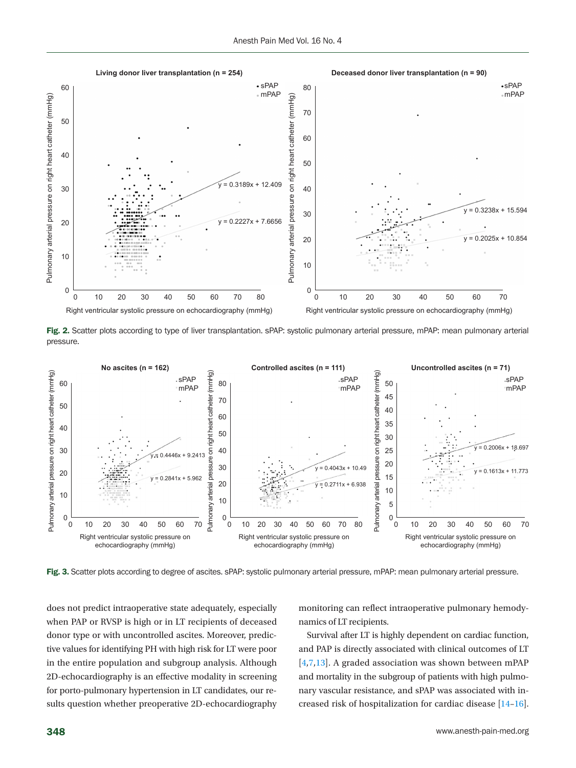Fig. 2. Scatter plots according to type of liver transplantation. sPAP: systolic pulmonary arterial pressure, mPAP: mean pulmonary arterial pressure.

Fig. 3. Scatter plots according to degree of ascites. sPAP: systolic pulmonary arterial pressure, mPAP: mean pulmonary arterial pressure.

does not predict intraoperative state adequately, especially when PAP or RVSP is high or in LT recipients of deceased donor type or with uncontrolled ascites. Moreover, predictive values for identifying PH with high risk for LT were poor in the entire population and subgroup analysis. Although 2D-echocardiography is an effective modality in screening for porto-pulmonary hypertension in LT candidates, our results question whether preoperative 2D-echocardiography monitoring can reflect intraoperative pulmonary hemodynamics of LT recipients.

Survival after LT is highly dependent on cardiac function, and PAP is directly associated with clinical outcomes of LT [4,7,13]. A graded association was shown between mPAP and mortality in the subgroup of patients with high pulmonary vascular resistance, and sPAP was associated with increased risk of hospitalization for cardiac disease [14–16].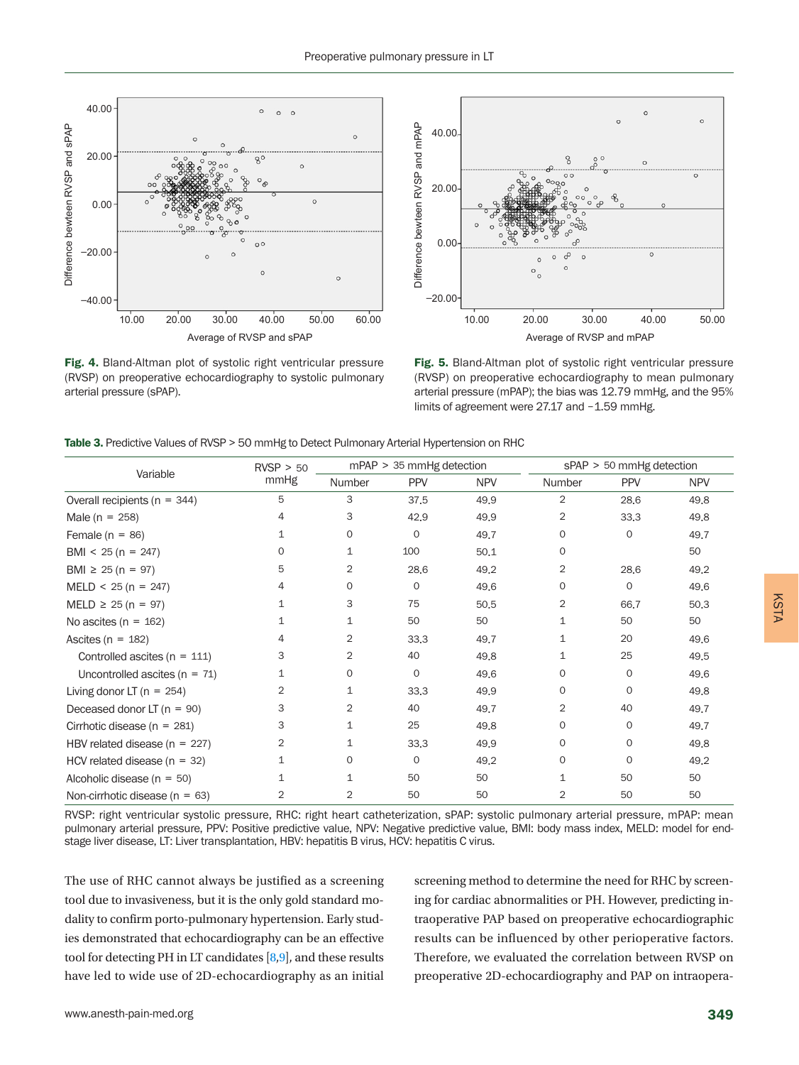**Fig. 4.** Bland-Altman plot of systolic right ventricular pressure (RVSP) on preoperative echocardiography to systolic pulmonary arterial pressure (sPAP).

**Fig. 5.** Bland-Altman plot of systolic right ventricular pressure (RVSP) on preoperative echocardiography to mean pulmonary arterial pressure (mPAP); the bias was 12.79 mmHg, and the 95% limits of agreement were 27.17 and −1.59 mmHg.

**Table 3.** Predictive Values of RVSP > 50 mmHg to Detect Pulmonary Arterial Hypertension on RHC

| Variable | RVSP > 50 mmHg | mPAP > 35 mmHg detection | | | sPAP > 50 mmHg detection | | |
|---|---|---|---|---|---|---|---|
| | | Number | PPV | NPV | Number | PPV | NPV |
| Overall recipients (n = 344) | 5 | 3 | 37.5 | 49.9 | 2 | 28.6 | 49.8 |
| Male (n = 258) | 4 | 3 | 42.9 | 49.9 | 2 | 33.3 | 49.8 |
| Female (n = 86) | 1 | 0 | 0 | 49.7 | 0 | 0 | 49.7 |
| BMI < 25 (n = 247) | 0 | 1 | 100 | 50.1 | 0 | | 50 |
| BMI ≥ 25 (n = 97) | 5 | 2 | 28.6 | 49.2 | 2 | 28.6 | 49.2 |
| MELD < 25 (n = 247) | 4 | 0 | 0 | 49.6 | 0 | 0 | 49.6 |
| MELD ≥ 25 (n = 97) | 1 | 3 | 75 | 50.5 | 2 | 66.7 | 50.3 |
| No ascites (n = 162) | 1 | 1 | 50 | 50 | 1 | 50 | 50 |
| Ascites (n = 182) | 4 | 2 | 33.3 | 49.7 | 1 | 20 | 49.6 |
| Controlled ascites (n = 111) | 3 | 2 | 40 | 49.8 | 1 | 25 | 49.5 |
| Uncontrolled ascites (n = 71) | 1 | 0 | 0 | 49.6 | 0 | 0 | 49.6 |
| Living donor LT (n = 254) | 2 | 1 | 33.3 | 49.9 | 0 | 0 | 49.8 |
| Deceased donor LT (n = 90) | 3 | 2 | 40 | 49.7 | 2 | 40 | 49.7 |
| Cirrhotic disease (n = 281) | 3 | 1 | 25 | 49.8 | 0 | 0 | 49.7 |
| HBV related disease (n = 227) | 2 | 1 | 33.3 | 49.9 | 0 | 0 | 49.8 |
| HCV related disease (n = 32) | 1 | 0 | 0 | 49.2 | 0 | 0 | 49.2 |
| Alcoholic disease (n = 50) | 1 | 1 | 50 | 50 | 1 | 50 | 50 |
| Non-cirrhotic disease (n = 63) | 2 | 2 | 50 | 50 | 2 | 50 | 50 |

RVSP: right ventricular systolic pressure, RHC: right heart catheterization, sPAP: systolic pulmonary arterial pressure, mPAP: mean pulmonary arterial pressure, PPV: Positive predictive value, NPV: Negative predictive value, BMI: body mass index, MELD: model for end-stage liver disease, LT: Liver transplantation, HBV: hepatitis B virus, HCV: hepatitis C virus.

The use of RHC cannot always be justified as a screening tool due to invasiveness, but it is the only gold standard modality to confirm porto-pulmonary hypertension. Early studies demonstrated that echocardiography can be an effective tool for detecting PH in LT candidates [8,9], and these results have led to wide use of 2D-echocardiography as an initial screening method to determine the need for RHC by screening for cardiac abnormalities or PH. However, predicting intraoperative PAP based on preoperative echocardiographic results can be influenced by other perioperative factors. Therefore, we evaluated the correlation between RVSP on preoperative 2D-echocardiography and PAP on intraopera-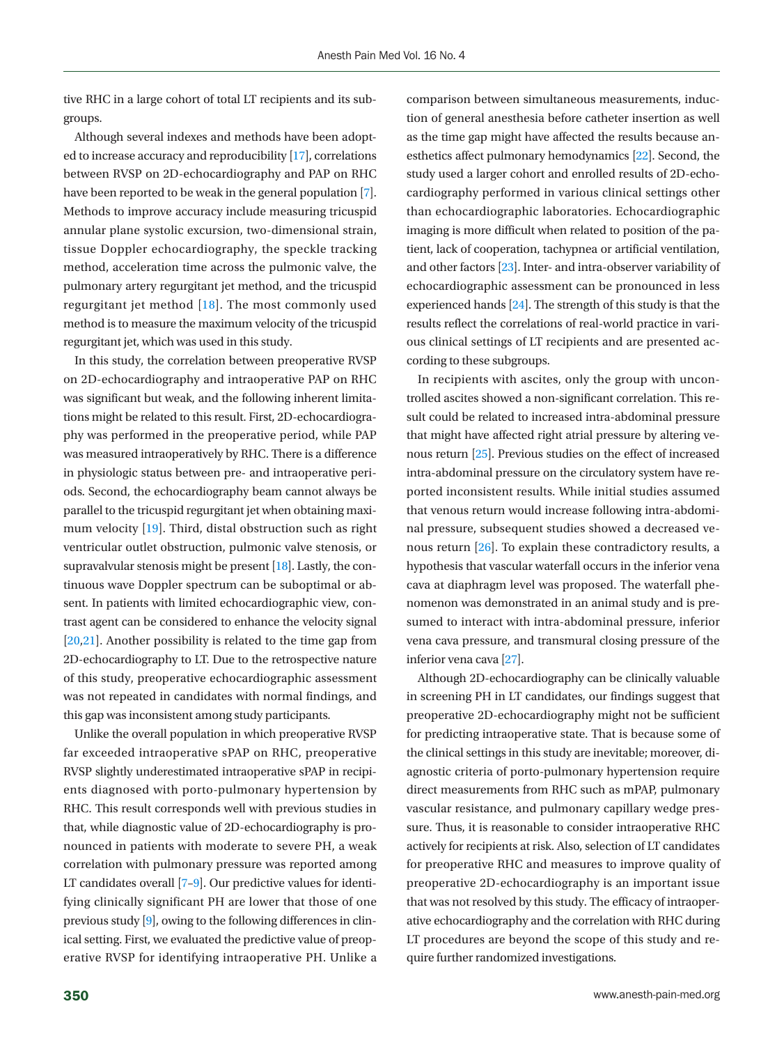tive RHC in a large cohort of total LT recipients and its subgroups.

Although several indexes and methods have been adopted to increase accuracy and reproducibility [17], correlations between RVSP on 2D-echocardiography and PAP on RHC have been reported to be weak in the general population [7]. Methods to improve accuracy include measuring tricuspid annular plane systolic excursion, two-dimensional strain, tissue Doppler echocardiography, the speckle tracking method, acceleration time across the pulmonic valve, the pulmonary artery regurgitant jet method, and the tricuspid regurgitant jet method [18]. The most commonly used method is to measure the maximum velocity of the tricuspid regurgitant jet, which was used in this study.

In this study, the correlation between preoperative RVSP on 2D-echocardiography and intraoperative PAP on RHC was significant but weak, and the following inherent limitations might be related to this result. First, 2D-echocardiography was performed in the preoperative period, while PAP was measured intraoperatively by RHC. There is a difference in physiologic status between pre- and intraoperative periods. Second, the echocardiography beam cannot always be parallel to the tricuspid regurgitant jet when obtaining maximum velocity [19]. Third, distal obstruction such as right ventricular outlet obstruction, pulmonic valve stenosis, or supravalvular stenosis might be present [18]. Lastly, the continuous wave Doppler spectrum can be suboptimal or absent. In patients with limited echocardiographic view, contrast agent can be considered to enhance the velocity signal [20,21]. Another possibility is related to the time gap from 2D-echocardiography to LT. Due to the retrospective nature of this study, preoperative echocardiographic assessment was not repeated in candidates with normal findings, and this gap was inconsistent among study participants.

Unlike the overall population in which preoperative RVSP far exceeded intraoperative sPAP on RHC, preoperative RVSP slightly underestimated intraoperative sPAP in recipients diagnosed with porto-pulmonary hypertension by RHC. This result corresponds well with previous studies in that, while diagnostic value of 2D-echocardiography is pronounced in patients with moderate to severe PH, a weak correlation with pulmonary pressure was reported among LT candidates overall [7–9]. Our predictive values for identifying clinically significant PH are lower than those of one previous study [9], owing to the following differences in clinical setting. First, we evaluated the predictive value of preoperative RVSP for identifying intraoperative PH. Unlike a comparison between simultaneous measurements, induction of general anesthesia before catheter insertion as well as the time gap might have affected the results because anesthetics affect pulmonary hemodynamics [22]. Second, the study used a larger cohort and enrolled results of 2D-echocardiography performed in various clinical settings other than echocardiographic laboratories. Echocardiographic imaging is more difficult when related to position of the patient, lack of cooperation, tachypnea or artificial ventilation, and other factors [23]. Inter- and intra-observer variability of echocardiographic assessment can be pronounced in less experienced hands [24]. The strength of this study is that the results reflect the correlations of real-world practice in various clinical settings of LT recipients and are presented according to these subgroups.

In recipients with ascites, only the group with uncontrolled ascites showed a non-significant correlation. This result could be related to increased intra-abdominal pressure that might have affected right atrial pressure by altering venous return [25]. Previous studies on the effect of increased intra-abdominal pressure on the circulatory system have reported inconsistent results. While initial studies assumed that venous return would increase following intra-abdominal pressure, subsequent studies showed a decreased venous return [26]. To explain these contradictory results, a hypothesis that vascular waterfall occurs in the inferior vena cava at diaphragm level was proposed. The waterfall phenomenon was demonstrated in an animal study and is presumed to interact with intra-abdominal pressure, inferior vena cava pressure, and transmural closing pressure of the inferior vena cava [27].

Although 2D-echocardiography can be clinically valuable in screening PH in LT candidates, our findings suggest that preoperative 2D-echocardiography might not be sufficient for predicting intraoperative state. That is because some of the clinical settings in this study are inevitable; moreover, diagnostic criteria of porto-pulmonary hypertension require direct measurements from RHC such as mPAP, pulmonary vascular resistance, and pulmonary capillary wedge pressure. Thus, it is reasonable to consider intraoperative RHC actively for recipients at risk. Also, selection of LT candidates for preoperative RHC and measures to improve quality of preoperative 2D-echocardiography is an important issue that was not resolved by this study. The efficacy of intraoperative echocardiography and the correlation with RHC during LT procedures are beyond the scope of this study and require further randomized investigations.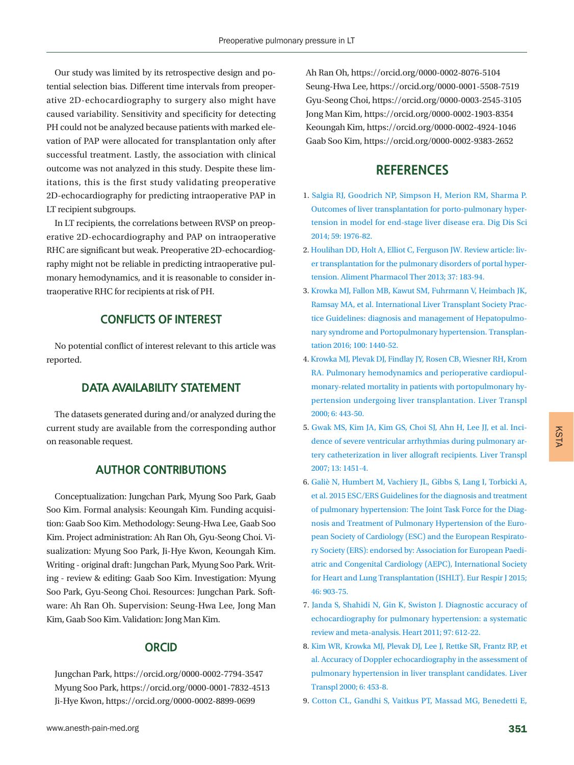Our study was limited by its retrospective design and potential selection bias. Different time intervals from preoperative 2D-echocardiography to surgery also might have caused variability. Sensitivity and specificity for detecting PH could not be analyzed because patients with marked elevation of PAP were allocated for transplantation only after successful treatment. Lastly, the association with clinical outcome was not analyzed in this study. Despite these limitations, this is the first study validating preoperative 2D-echocardiography for predicting intraoperative PAP in LT recipient subgroups.

In LT recipients, the correlations between RVSP on preoperative 2D-echocardiography and PAP on intraoperative RHC are significant but weak. Preoperative 2D-echocardiography might not be reliable in predicting intraoperative pulmonary hemodynamics, and it is reasonable to consider intraoperative RHC for recipients at risk of PH.

## CONFLICTS OF INTEREST

No potential conflict of interest relevant to this article was reported.

## DATA AVAILABILITY STATEMENT

The datasets generated during and/or analyzed during the current study are available from the corresponding author on reasonable request.

## AUTHOR CONTRIBUTIONS

Conceptualization: Jungchan Park, Myung Soo Park, Gaab Soo Kim. Formal analysis: Keoungah Kim. Funding acquisition: Gaab Soo Kim. Methodology: Seung-Hwa Lee, Gaab Soo Kim. Project administration: Ah Ran Oh, Gyu-Seong Choi. Visualization: Myung Soo Park, Ji-Hye Kwon, Keoungah Kim. Writing - original draft: Jungchan Park, Myung Soo Park. Writing - review & editing: Gaab Soo Kim. Investigation: Myung Soo Park, Gyu-Seong Choi. Resources: Jungchan Park. Software: Ah Ran Oh. Supervision: Seung-Hwa Lee, Jong Man Kim, Gaab Soo Kim. Validation: Jong Man Kim.

## ORCID

Jungchan Park, https://orcid.org/0000-0002-7794-3547
Myung Soo Park, https://orcid.org/0000-0001-7832-4513
Ji-Hye Kwon, https://orcid.org/0000-0002-8899-0699
Ah Ran Oh, https://orcid.org/0000-0002-8076-5104
Seung-Hwa Lee, https://orcid.org/0000-0001-5508-7519
Gyu-Seong Choi, https://orcid.org/0000-0003-2545-3105
Jong Man Kim, https://orcid.org/0000-0002-1903-8354
Keoungah Kim, https://orcid.org/0000-0002-4924-1046
Gaab Soo Kim, https://orcid.org/0000-0002-9383-2652

## REFERENCES

1. Salgia RJ, Goodrich NP, Simpson H, Merion RM, Sharma P. Outcomes of liver transplantation for porto-pulmonary hypertension in model for end-stage liver disease era. Dig Dis Sci 2014; 59: 1976-82.
2. Houlihan DD, Holt A, Elliot C, Ferguson JW. Review article: liver transplantation for the pulmonary disorders of portal hypertension. Aliment Pharmacol Ther 2013; 37: 183-94.
3. Krowka MJ, Fallon MB, Kawut SM, Fuhrmann V, Heimbach JK, Ramsay MA, et al. International Liver Transplant Society Practice Guidelines: diagnosis and management of Hepatopulmonary syndrome and Portopulmonary hypertension. Transplantation 2016; 100: 1440-52.
4. Krowka MJ, Plevak DJ, Findlay JY, Rosen CB, Wiesner RH, Krom RA. Pulmonary hemodynamics and perioperative cardiopulmonary-related mortality in patients with portopulmonary hypertension undergoing liver transplantation. Liver Transpl 2000; 6: 443-50.
5. Gwak MS, Kim JA, Kim GS, Choi SJ, Ahn H, Lee JJ, et al. Incidence of severe ventricular arrhythmias during pulmonary artery catheterization in liver allograft recipients. Liver Transpl 2007; 13: 1451-4.
6. Galiè N, Humbert M, Vachiery JL, Gibbs S, Lang I, Torbicki A, et al. 2015 ESC/ERS Guidelines for the diagnosis and treatment of pulmonary hypertension: The Joint Task Force for the Diagnosis and Treatment of Pulmonary Hypertension of the European Society of Cardiology (ESC) and the European Respiratory Society (ERS): endorsed by: Association for European Paediatric and Congenital Cardiology (AEPC), International Society for Heart and Lung Transplantation (ISHLT). Eur Respir J 2015; 46: 903-75.
7. Janda S, Shahidi N, Gin K, Swiston J. Diagnostic accuracy of echocardiography for pulmonary hypertension: a systematic review and meta-analysis. Heart 2011; 97: 612-22.
8. Kim WR, Krowka MJ, Plevak DJ, Lee J, Rettke SR, Frantz RP, et al. Accuracy of Doppler echocardiography in the assessment of pulmonary hypertension in liver transplant candidates. Liver Transpl 2000; 6: 453-8.
9. Cotton CL, Gandhi S, Vaitkus PT, Massad MG, Benedetti E,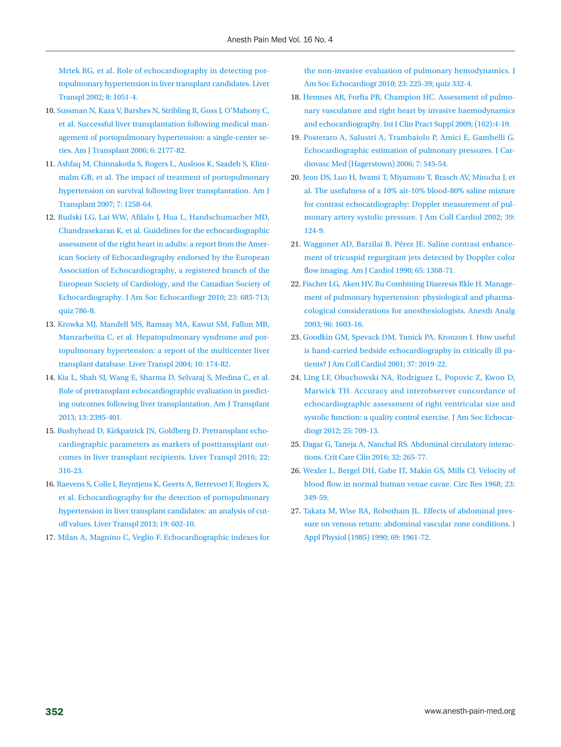Mrtek RG, et al. Role of echocardiography in detecting portopulmonary hypertension in liver transplant candidates. Liver Transpl 2002; 8: 1051-4.

10. Sussman N, Kaza V, Barshes N, Stribling R, Goss J, O'Mahony C, et al. Successful liver transplantation following medical management of portopulmonary hypertension: a single-center series. Am J Transplant 2006; 6: 2177-82.
11. Ashfaq M, Chinnakotla S, Rogers L, Ausloos K, Saadeh S, Klintmalm GB, et al. The impact of treatment of portopulmonary hypertension on survival following liver transplantation. Am J Transplant 2007; 7: 1258-64.
12. Rudski LG, Lai WW, Afilalo J, Hua L, Handschumacher MD, Chandrasekaran K, et al. Guidelines for the echocardiographic assessment of the right heart in adults: a report from the American Society of Echocardiography endorsed by the European Association of Echocardiography, a registered branch of the European Society of Cardiology, and the Canadian Society of Echocardiography. J Am Soc Echocardiogr 2010; 23: 685-713; quiz 786-8.
13. Krowka MJ, Mandell MS, Ramsay MA, Kawut SM, Fallon MB, Manzarbeitia C, et al. Hepatopulmonary syndrome and portopulmonary hypertension: a report of the multicenter liver transplant database. Liver Transpl 2004; 10: 174-82.
14. Kia L, Shah SJ, Wang E, Sharma D, Selvaraj S, Medina C, et al. Role of pretransplant echocardiographic evaluation in predicting outcomes following liver transplantation. Am J Transplant 2013; 13: 2395-401.
15. Bushyhead D, Kirkpatrick JN, Goldberg D. Pretransplant echocardiographic parameters as markers of posttransplant outcomes in liver transplant recipients. Liver Transpl 2016; 22: 316-23.
16. Raevens S, Colle I, Reyntjens K, Geerts A, Berrevoet F, Rogiers X, et al. Echocardiography for the detection of portopulmonary hypertension in liver transplant candidates: an analysis of cutoff values. Liver Transpl 2013; 19: 602-10.
17. Milan A, Magnino C, Veglio F. Echocardiographic indexes for the non-invasive evaluation of pulmonary hemodynamics. J Am Soc Echocardiogr 2010; 23: 225-39; quiz 332-4.
18. Hemnes AR, Forfia PR, Champion HC. Assessment of pulmonary vasculature and right heart by invasive haemodynamics and echocardiography. Int J Clin Pract Suppl 2009; (162):4-19.
19. Posteraro A, Salustri A, Trambaiolo P, Amici E, Gambelli G. Echocardiographic estimation of pulmonary pressures. J Cardiovasc Med (Hagerstown) 2006; 7: 545-54.
20. Jeon DS, Luo H, Iwami T, Miyamoto T, Brasch AV, Mirocha J, et al. The usefulness of a 10% air-10% blood-80% saline mixture for contrast echocardiography: Doppler measurement of pulmonary artery systolic pressure. J Am Coll Cardiol 2002; 39: 124-9.
21. Waggoner AD, Barzilai B, Pérez JE. Saline contrast enhancement of tricuspid regurgitant jets detected by Doppler color flow imaging. Am J Cardiol 1990; 65: 1368-71.
22. Fischer LG, Aken HV, Bu Combining Diaeresis Rkle H. Management of pulmonary hypertension: physiological and pharmacological considerations for anesthesiologists. Anesth Analg 2003; 96: 1603-16.
23. Goodkin GM, Spevack DM, Tunick PA, Kronzon I. How useful is hand-carried bedside echocardiography in critically ill patients? J Am Coll Cardiol 2001; 37: 2019-22.
24. Ling LF, Obuchowski NA, Rodriguez L, Popovic Z, Kwon D, Marwick TH. Accuracy and interobserver concordance of echocardiographic assessment of right ventricular size and systolic function: a quality control exercise. J Am Soc Echocardiogr 2012; 25: 709-13.
25. Dagar G, Taneja A, Nanchal RS. Abdominal circulatory interactions. Crit Care Clin 2016; 32: 265-77.
26. Wexler L, Bergel DH, Gabe IT, Makin GS, Mills CJ. Velocity of blood flow in normal human venae cavae. Circ Res 1968; 23: 349-59.
27. Takata M, Wise RA, Robotham JL. Effects of abdominal pressure on venous return: abdominal vascular zone conditions. J Appl Physiol (1985) 1990; 69: 1961-72.